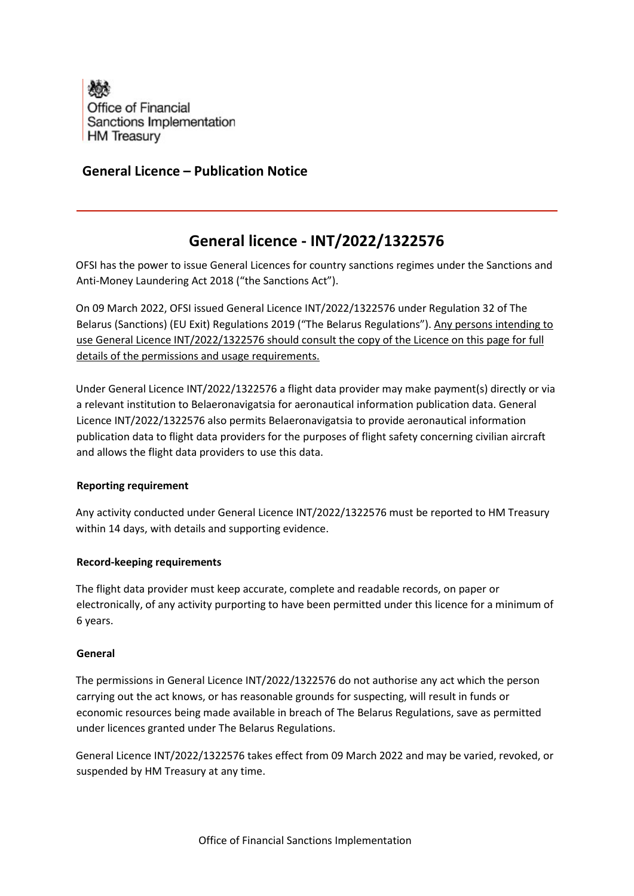Office of Financial Sanctions Implementation
HM Treasury

## General Licence – Publication Notice

# General licence - INT/2022/1322576

OFSI has the power to issue General Licences for country sanctions regimes under the Sanctions and Anti-Money Laundering Act 2018 ("the Sanctions Act").

On 09 March 2022, OFSI issued General Licence INT/2022/1322576 under Regulation 32 of The Belarus (Sanctions) (EU Exit) Regulations 2019 ("The Belarus Regulations"). Any persons intending to use General Licence INT/2022/1322576 should consult the copy of the Licence on this page for full details of the permissions and usage requirements.

Under General Licence INT/2022/1322576 a flight data provider may make payment(s) directly or via a relevant institution to Belaeronavigatsia for aeronautical information publication data. General Licence INT/2022/1322576 also permits Belaeronavigatsia to provide aeronautical information publication data to flight data providers for the purposes of flight safety concerning civilian aircraft and allows the flight data providers to use this data.

### Reporting requirement

Any activity conducted under General Licence INT/2022/1322576 must be reported to HM Treasury within 14 days, with details and supporting evidence.

### Record-keeping requirements

The flight data provider must keep accurate, complete and readable records, on paper or electronically, of any activity purporting to have been permitted under this licence for a minimum of 6 years.

### General

The permissions in General Licence INT/2022/1322576 do not authorise any act which the person carrying out the act knows, or has reasonable grounds for suspecting, will result in funds or economic resources being made available in breach of The Belarus Regulations, save as permitted under licences granted under The Belarus Regulations.

General Licence INT/2022/1322576 takes effect from 09 March 2022 and may be varied, revoked, or suspended by HM Treasury at any time.

Office of Financial Sanctions Implementation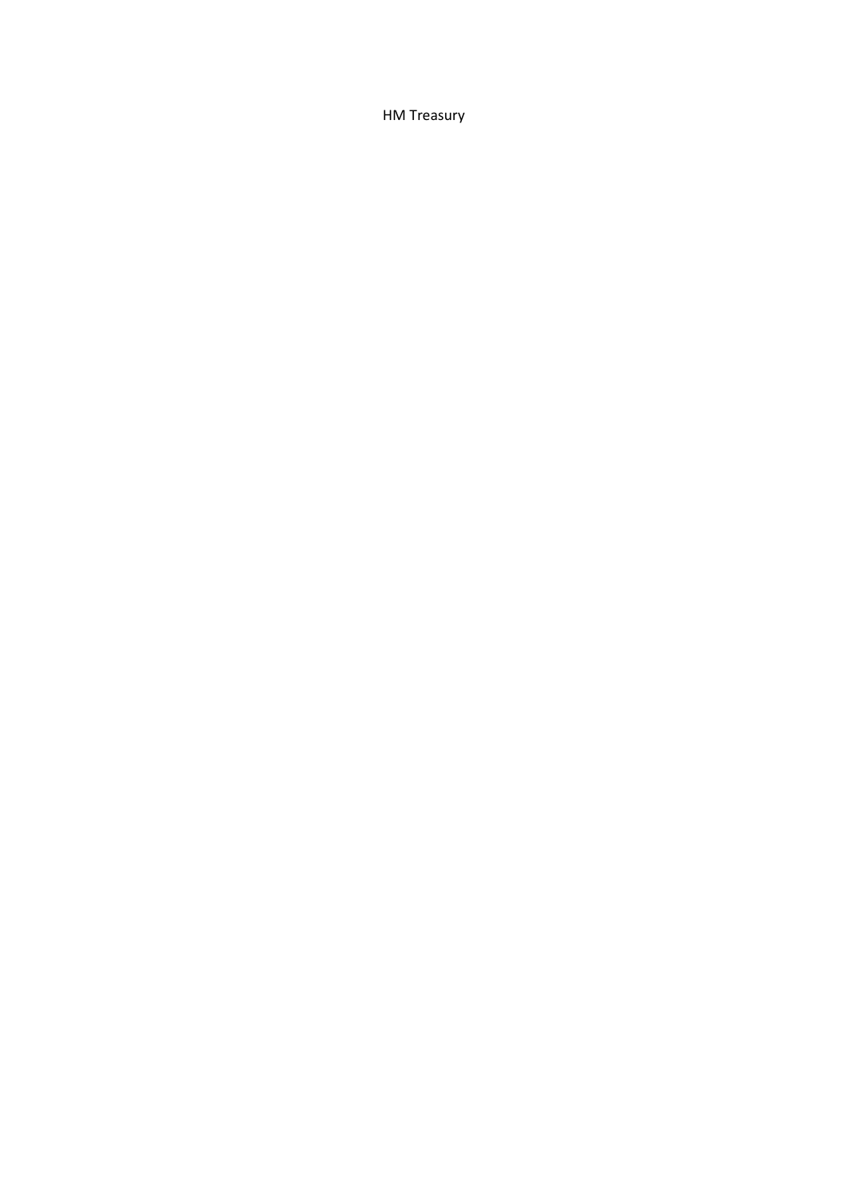HM Treasury